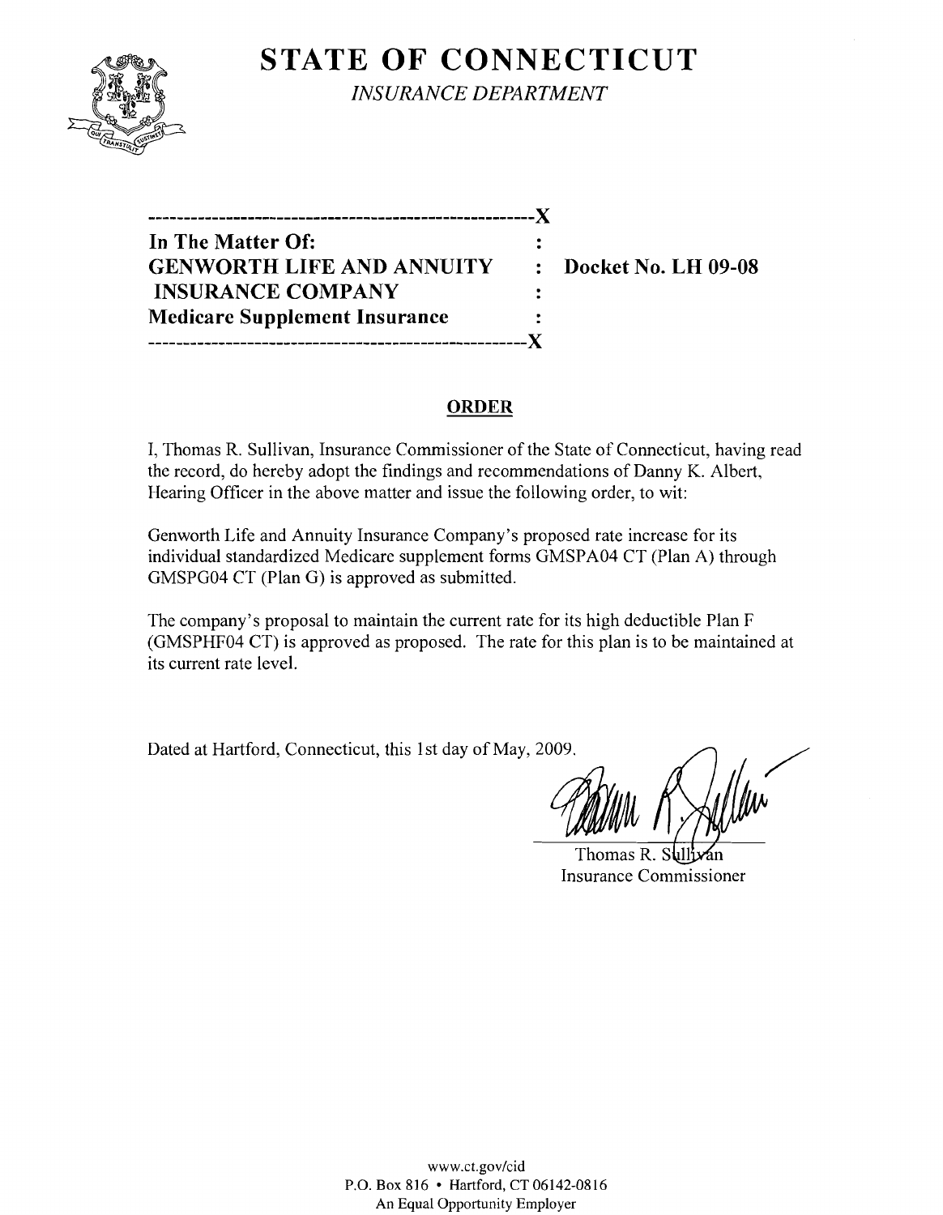# STATE OF CONNECTICUT

*INSURANCE DEPARTMENT*

---

**In The Matter Of:**
**GENWORTH LIFE AND ANNUITY INSURANCE COMPANY**
**Medicare Supplement Insurance**

**Docket No. LH 09-08**

---

## ORDER

I, Thomas R. Sullivan, Insurance Commissioner of the State of Connecticut, having read the record, do hereby adopt the findings and recommendations of Danny K. Albert, Hearing Officer in the above matter and issue the following order, to wit:

Genworth Life and Annuity Insurance Company's proposed rate increase for its individual standardized Medicare supplement forms GMSPA04 CT (Plan A) through GMSPG04 CT (Plan G) is approved as submitted.

The company's proposal to maintain the current rate for its high deductible Plan F (GMSPHF04 CT) is approved as proposed. The rate for this plan is to be maintained at its current rate level.

Dated at Hartford, Connecticut, this 1st day of May, 2009.

Thomas R. Sullivan
Insurance Commissioner

www.ct.gov/cid
P.O. Box 816 • Hartford, CT 06142-0816
An Equal Opportunity Employer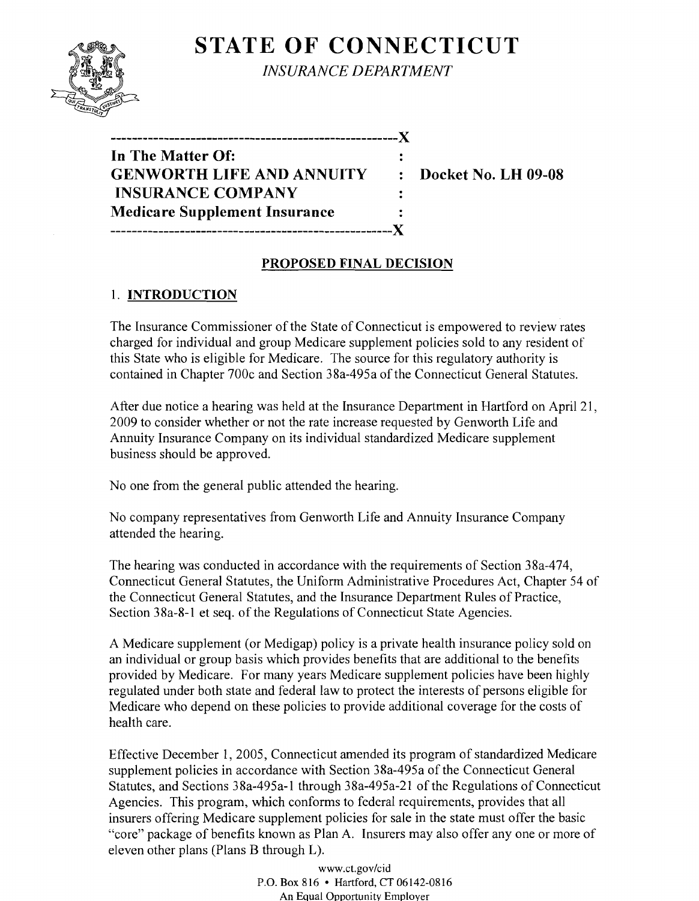# STATE OF CONNECTICUT

*INSURANCE DEPARTMENT*

```
-----------------------------------------------------X
In The Matter Of:                                    :
GENWORTH LIFE AND ANNUITY                            :   Docket No. LH 09-08
 INSURANCE COMPANY                                   :
Medicare Supplement Insurance                        :
-----------------------------------------------------X
```

**PROPOSED FINAL DECISION**

## 1. INTRODUCTION

The Insurance Commissioner of the State of Connecticut is empowered to review rates charged for individual and group Medicare supplement policies sold to any resident of this State who is eligible for Medicare. The source for this regulatory authority is contained in Chapter 700c and Section 38a-495a of the Connecticut General Statutes.

After due notice a hearing was held at the Insurance Department in Hartford on April 21, 2009 to consider whether or not the rate increase requested by Genworth Life and Annuity Insurance Company on its individual standardized Medicare supplement business should be approved.

No one from the general public attended the hearing.

No company representatives from Genworth Life and Annuity Insurance Company attended the hearing.

The hearing was conducted in accordance with the requirements of Section 38a-474, Connecticut General Statutes, the Uniform Administrative Procedures Act, Chapter 54 of the Connecticut General Statutes, and the Insurance Department Rules of Practice, Section 38a-8-1 et seq. of the Regulations of Connecticut State Agencies.

A Medicare supplement (or Medigap) policy is a private health insurance policy sold on an individual or group basis which provides benefits that are additional to the benefits provided by Medicare. For many years Medicare supplement policies have been highly regulated under both state and federal law to protect the interests of persons eligible for Medicare who depend on these policies to provide additional coverage for the costs of health care.

Effective December 1, 2005, Connecticut amended its program of standardized Medicare supplement policies in accordance with Section 38a-495a of the Connecticut General Statutes, and Sections 38a-495a-1 through 38a-495a-21 of the Regulations of Connecticut Agencies. This program, which conforms to federal requirements, provides that all insurers offering Medicare supplement policies for sale in the state must offer the basic "core" package of benefits known as Plan A. Insurers may also offer any one or more of eleven other plans (Plans B through L).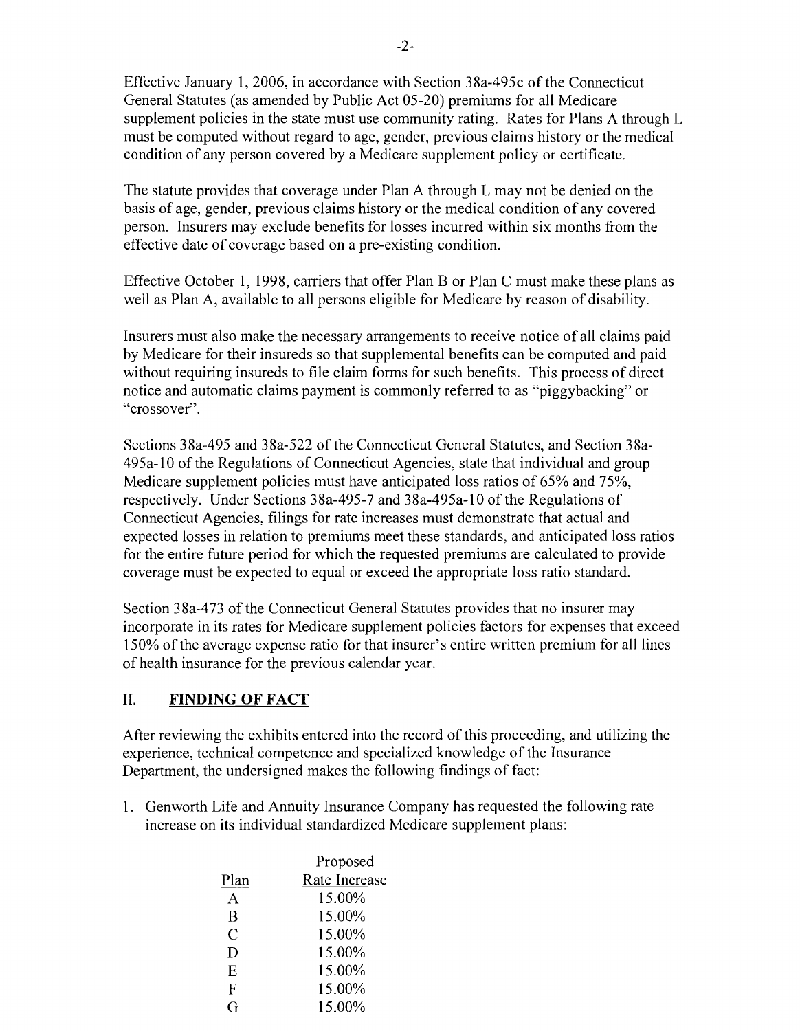Effective January 1, 2006, in accordance with Section 38a-495c of the Connecticut General Statutes (as amended by Public Act 05-20) premiums for all Medicare supplement policies in the state must use community rating. Rates for Plans A through L must be computed without regard to age, gender, previous claims history or the medical condition of any person covered by a Medicare supplement policy or certificate.

The statute provides that coverage under Plan A through L may not be denied on the basis of age, gender, previous claims history or the medical condition of any covered person. Insurers may exclude benefits for losses incurred within six months from the effective date of coverage based on a pre-existing condition.

Effective October 1, 1998, carriers that offer Plan B or Plan C must make these plans as well as Plan A, available to all persons eligible for Medicare by reason of disability.

Insurers must also make the necessary arrangements to receive notice of all claims paid by Medicare for their insureds so that supplemental benefits can be computed and paid without requiring insureds to file claim forms for such benefits. This process of direct notice and automatic claims payment is commonly referred to as "piggybacking" or "crossover".

Sections 38a-495 and 38a-522 of the Connecticut General Statutes, and Section 38a-495a-10 of the Regulations of Connecticut Agencies, state that individual and group Medicare supplement policies must have anticipated loss ratios of 65% and 75%, respectively. Under Sections 38a-495-7 and 38a-495a-10 of the Regulations of Connecticut Agencies, filings for rate increases must demonstrate that actual and expected losses in relation to premiums meet these standards, and anticipated loss ratios for the entire future period for which the requested premiums are calculated to provide coverage must be expected to equal or exceed the appropriate loss ratio standard.

Section 38a-473 of the Connecticut General Statutes provides that no insurer may incorporate in its rates for Medicare supplement policies factors for expenses that exceed 150% of the average expense ratio for that insurer's entire written premium for all lines of health insurance for the previous calendar year.

## II. FINDING OF FACT

After reviewing the exhibits entered into the record of this proceeding, and utilizing the experience, technical competence and specialized knowledge of the Insurance Department, the undersigned makes the following findings of fact:

1. Genworth Life and Annuity Insurance Company has requested the following rate increase on its individual standardized Medicare supplement plans:

| Plan | Proposed Rate Increase |
|---|---|
| A | 15.00% |
| B | 15.00% |
| C | 15.00% |
| D | 15.00% |
| E | 15.00% |
| F | 15.00% |
| G | 15.00% |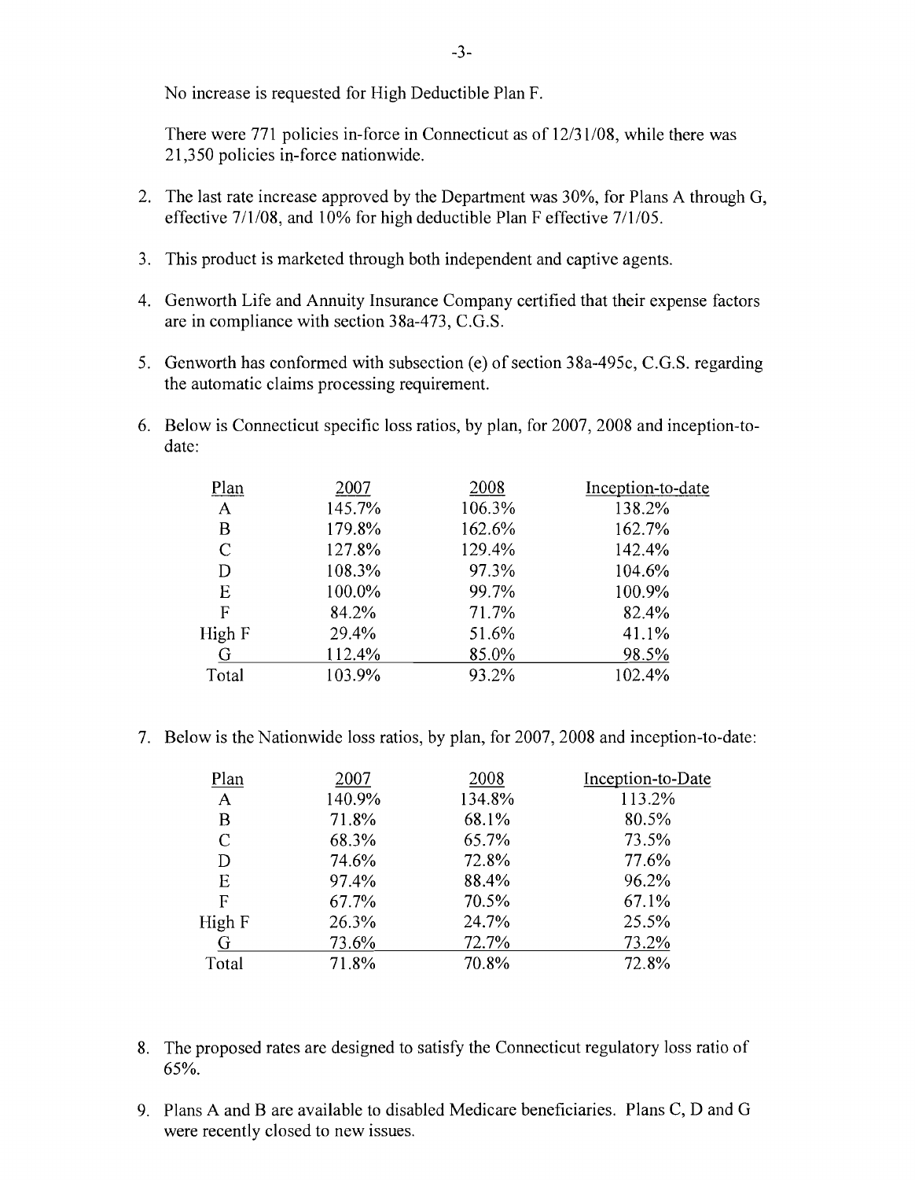No increase is requested for High Deductible Plan F.

There were 771 policies in-force in Connecticut as of 12/31/08, while there was 21,350 policies in-force nationwide.

2. The last rate increase approved by the Department was 30%, for Plans A through G, effective 7/1/08, and 10% for high deductible Plan F effective 7/1/05.

3. This product is marketed through both independent and captive agents.

4. Genworth Life and Annuity Insurance Company certified that their expense factors are in compliance with section 38a-473, C.G.S.

5. Genworth has conformed with subsection (e) of section 38a-495c, C.G.S. regarding the automatic claims processing requirement.

6. Below is Connecticut specific loss ratios, by plan, for 2007, 2008 and inception-to-date:

| Plan | 2007 | 2008 | Inception-to-date |
|---|---|---|---|
| A | 145.7% | 106.3% | 138.2% |
| B | 179.8% | 162.6% | 162.7% |
| C | 127.8% | 129.4% | 142.4% |
| D | 108.3% | 97.3% | 104.6% |
| E | 100.0% | 99.7% | 100.9% |
| F | 84.2% | 71.7% | 82.4% |
| High F | 29.4% | 51.6% | 41.1% |
| G | 112.4% | 85.0% | 98.5% |
| Total | 103.9% | 93.2% | 102.4% |

7. Below is the Nationwide loss ratios, by plan, for 2007, 2008 and inception-to-date:

| Plan | 2007 | 2008 | Inception-to-Date |
|---|---|---|---|
| A | 140.9% | 134.8% | 113.2% |
| B | 71.8% | 68.1% | 80.5% |
| C | 68.3% | 65.7% | 73.5% |
| D | 74.6% | 72.8% | 77.6% |
| E | 97.4% | 88.4% | 96.2% |
| F | 67.7% | 70.5% | 67.1% |
| High F | 26.3% | 24.7% | 25.5% |
| G | 73.6% | 72.7% | 73.2% |
| Total | 71.8% | 70.8% | 72.8% |

8. The proposed rates are designed to satisfy the Connecticut regulatory loss ratio of 65%.

9. Plans A and B are available to disabled Medicare beneficiaries. Plans C, D and G were recently closed to new issues.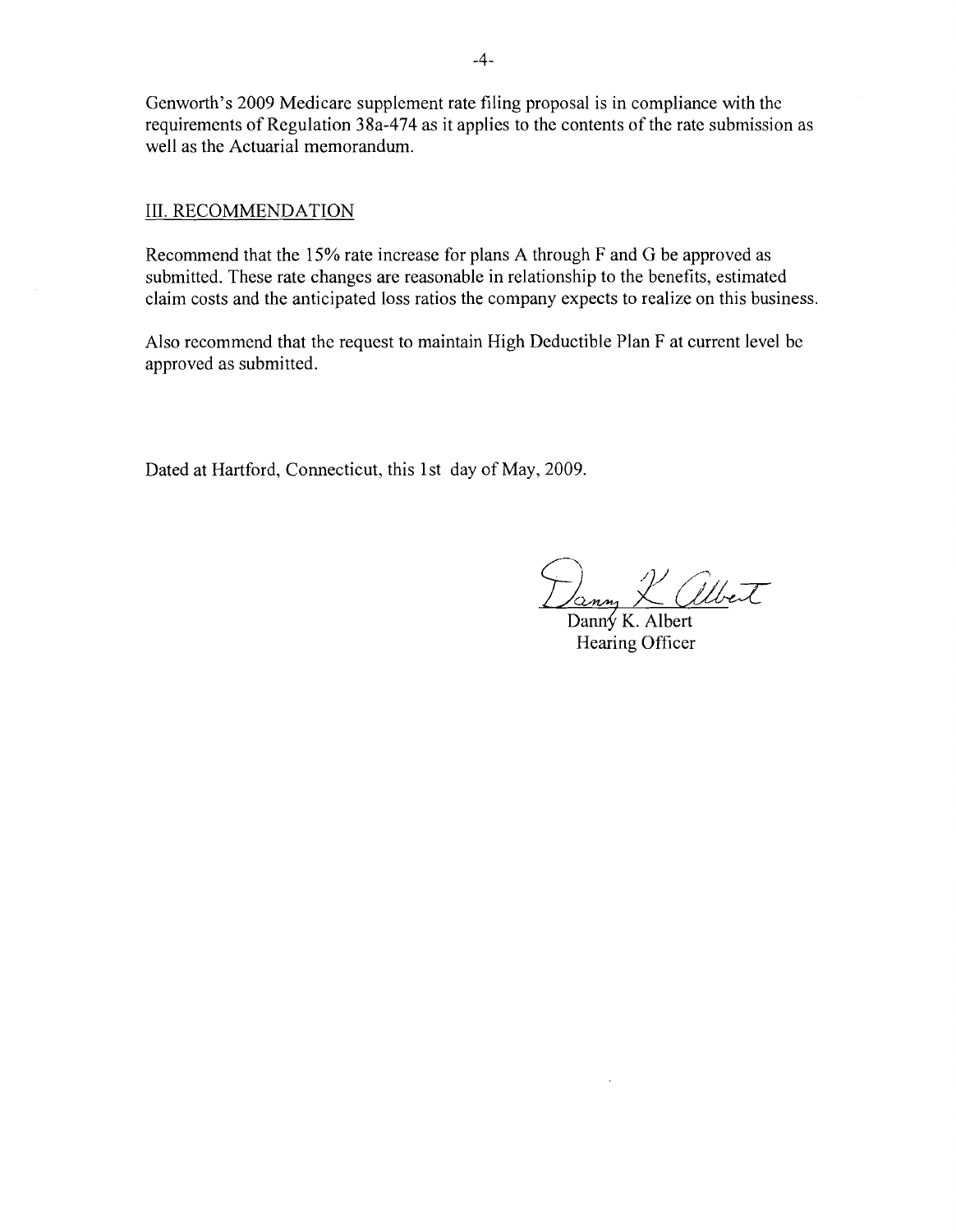Genworth's 2009 Medicare supplement rate filing proposal is in compliance with the requirements of Regulation 38a-474 as it applies to the contents of the rate submission as well as the Actuarial memorandum.

## III. RECOMMENDATION

Recommend that the 15% rate increase for plans A through F and G be approved as submitted. These rate changes are reasonable in relationship to the benefits, estimated claim costs and the anticipated loss ratios the company expects to realize on this business.

Also recommend that the request to maintain High Deductible Plan F at current level be approved as submitted.

Dated at Hartford, Connecticut, this 1st day of May, 2009.

Danny K. Albert
Hearing Officer